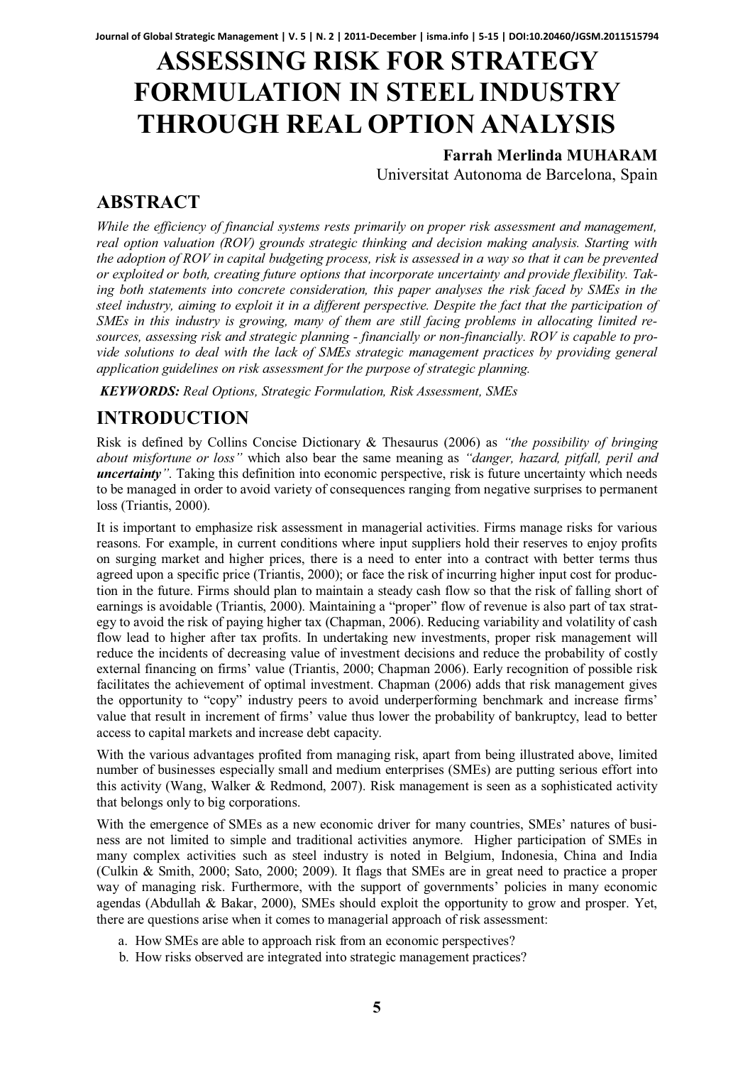# ASSESSING RISK FOR STRATEGY FORMULATION IN STEEL INDUSTRY THROUGH REAL OPTION ANALYSIS

**Farrah Merlinda MUHARAM**

Universitat Autonoma de Barcelona, Spain

## ABSTRACT

*While the efficiency of financial systems rests primarily on proper risk assessment and management, real option valuation (ROV) grounds strategic thinking and decision making analysis. Starting with the adoption of ROV in capital budgeting process, risk is assessed in a way so that it can be prevented or exploited or both, creating future options that incorporate uncertainty and provide flexibility. Taking both statements into concrete consideration, this paper analyses the risk faced by SMEs in the steel industry, aiming to exploit it in a different perspective. Despite the fact that the participation of SMEs in this industry is growing, many of them are still facing problems in allocating limited resources, assessing risk and strategic planning - financially or non-financially. ROV is capable to provide solutions to deal with the lack of SMEs strategic management practices by providing general application guidelines on risk assessment for the purpose of strategic planning.*

***KEYWORDS:*** *Real Options, Strategic Formulation, Risk Assessment, SMEs*

## INTRODUCTION

Risk is defined by Collins Concise Dictionary & Thesaurus (2006) as *"the possibility of bringing about misfortune or loss"* which also bear the same meaning as *"danger, hazard, pitfall, peril and **uncertainty**"*. Taking this definition into economic perspective, risk is future uncertainty which needs to be managed in order to avoid variety of consequences ranging from negative surprises to permanent loss (Triantis, 2000).

It is important to emphasize risk assessment in managerial activities. Firms manage risks for various reasons. For example, in current conditions where input suppliers hold their reserves to enjoy profits on surging market and higher prices, there is a need to enter into a contract with better terms thus agreed upon a specific price (Triantis, 2000); or face the risk of incurring higher input cost for production in the future. Firms should plan to maintain a steady cash flow so that the risk of falling short of earnings is avoidable (Triantis, 2000). Maintaining a "proper" flow of revenue is also part of tax strategy to avoid the risk of paying higher tax (Chapman, 2006). Reducing variability and volatility of cash flow lead to higher after tax profits. In undertaking new investments, proper risk management will reduce the incidents of decreasing value of investment decisions and reduce the probability of costly external financing on firms' value (Triantis, 2000; Chapman 2006). Early recognition of possible risk facilitates the achievement of optimal investment. Chapman (2006) adds that risk management gives the opportunity to "copy" industry peers to avoid underperforming benchmark and increase firms' value that result in increment of firms' value thus lower the probability of bankruptcy, lead to better access to capital markets and increase debt capacity.

With the various advantages profited from managing risk, apart from being illustrated above, limited number of businesses especially small and medium enterprises (SMEs) are putting serious effort into this activity (Wang, Walker & Redmond, 2007). Risk management is seen as a sophisticated activity that belongs only to big corporations.

With the emergence of SMEs as a new economic driver for many countries, SMEs' natures of business are not limited to simple and traditional activities anymore. Higher participation of SMEs in many complex activities such as steel industry is noted in Belgium, Indonesia, China and India (Culkin & Smith, 2000; Sato, 2000; 2009). It flags that SMEs are in great need to practice a proper way of managing risk. Furthermore, with the support of governments' policies in many economic agendas (Abdullah & Bakar, 2000), SMEs should exploit the opportunity to grow and prosper. Yet, there are questions arise when it comes to managerial approach of risk assessment:

a. How SMEs are able to approach risk from an economic perspectives?
b. How risks observed are integrated into strategic management practices?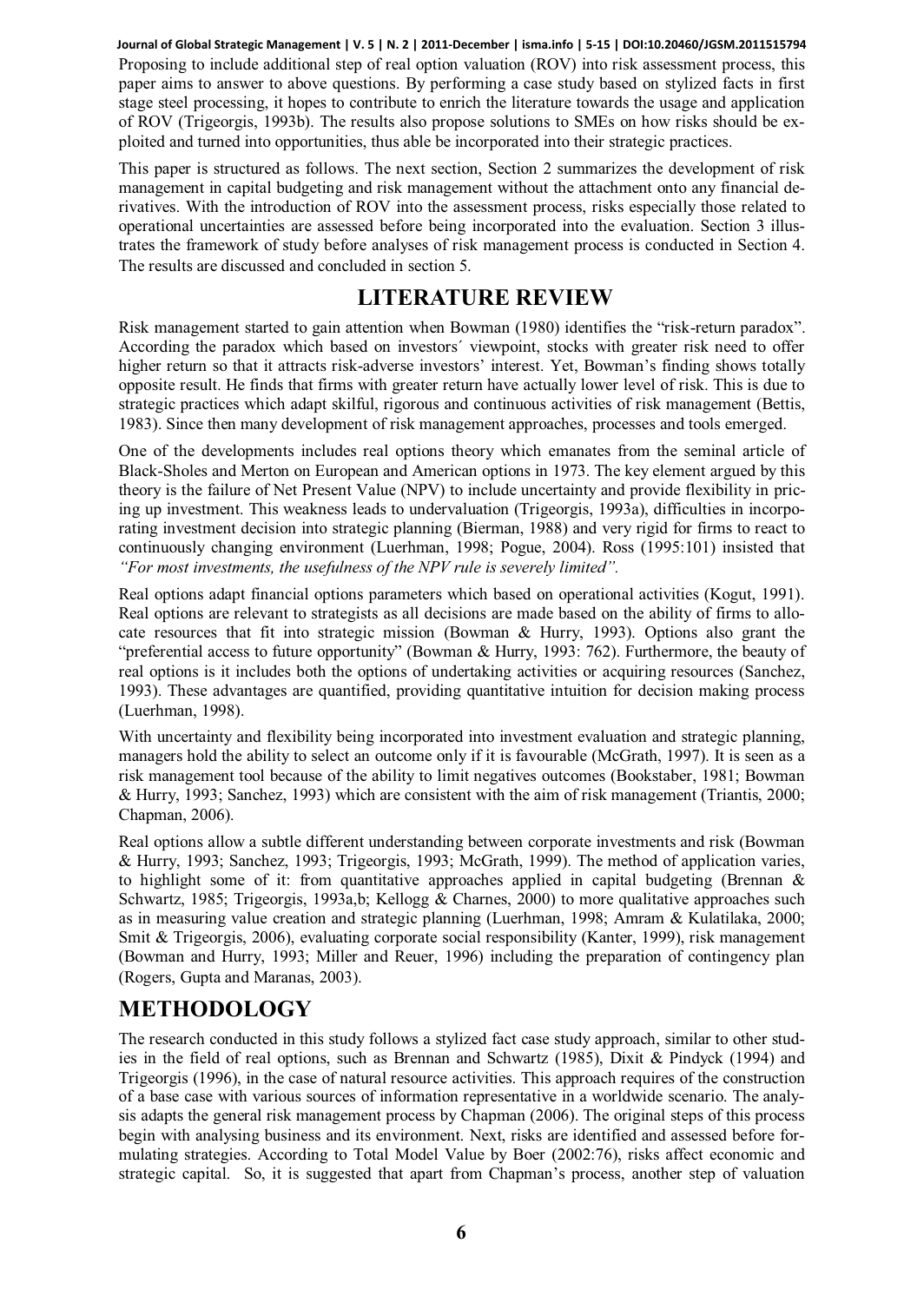Proposing to include additional step of real option valuation (ROV) into risk assessment process, this paper aims to answer to above questions. By performing a case study based on stylized facts in first stage steel processing, it hopes to contribute to enrich the literature towards the usage and application of ROV (Trigeorgis, 1993b). The results also propose solutions to SMEs on how risks should be exploited and turned into opportunities, thus able be incorporated into their strategic practices.

This paper is structured as follows. The next section, Section 2 summarizes the development of risk management in capital budgeting and risk management without the attachment onto any financial derivatives. With the introduction of ROV into the assessment process, risks especially those related to operational uncertainties are assessed before being incorporated into the evaluation. Section 3 illustrates the framework of study before analyses of risk management process is conducted in Section 4. The results are discussed and concluded in section 5.

## LITERATURE REVIEW

Risk management started to gain attention when Bowman (1980) identifies the "risk-return paradox". According the paradox which based on investors´ viewpoint, stocks with greater risk need to offer higher return so that it attracts risk-adverse investors' interest. Yet, Bowman's finding shows totally opposite result. He finds that firms with greater return have actually lower level of risk. This is due to strategic practices which adapt skilful, rigorous and continuous activities of risk management (Bettis, 1983). Since then many development of risk management approaches, processes and tools emerged.

One of the developments includes real options theory which emanates from the seminal article of Black-Sholes and Merton on European and American options in 1973. The key element argued by this theory is the failure of Net Present Value (NPV) to include uncertainty and provide flexibility in pricing up investment. This weakness leads to undervaluation (Trigeorgis, 1993a), difficulties in incorporating investment decision into strategic planning (Bierman, 1988) and very rigid for firms to react to continuously changing environment (Luerhman, 1998; Pogue, 2004). Ross (1995:101) insisted that *"For most investments, the usefulness of the NPV rule is severely limited".*

Real options adapt financial options parameters which based on operational activities (Kogut, 1991). Real options are relevant to strategists as all decisions are made based on the ability of firms to allocate resources that fit into strategic mission (Bowman & Hurry, 1993). Options also grant the "preferential access to future opportunity" (Bowman & Hurry, 1993: 762). Furthermore, the beauty of real options is it includes both the options of undertaking activities or acquiring resources (Sanchez, 1993). These advantages are quantified, providing quantitative intuition for decision making process (Luerhman, 1998).

With uncertainty and flexibility being incorporated into investment evaluation and strategic planning, managers hold the ability to select an outcome only if it is favourable (McGrath, 1997). It is seen as a risk management tool because of the ability to limit negatives outcomes (Bookstaber, 1981; Bowman & Hurry, 1993; Sanchez, 1993) which are consistent with the aim of risk management (Triantis, 2000; Chapman, 2006).

Real options allow a subtle different understanding between corporate investments and risk (Bowman & Hurry, 1993; Sanchez, 1993; Trigeorgis, 1993; McGrath, 1999). The method of application varies, to highlight some of it: from quantitative approaches applied in capital budgeting (Brennan & Schwartz, 1985; Trigeorgis, 1993a,b; Kellogg & Charnes, 2000) to more qualitative approaches such as in measuring value creation and strategic planning (Luerhman, 1998; Amram & Kulatilaka, 2000; Smit & Trigeorgis, 2006), evaluating corporate social responsibility (Kanter, 1999), risk management (Bowman and Hurry, 1993; Miller and Reuer, 1996) including the preparation of contingency plan (Rogers, Gupta and Maranas, 2003).

## METHODOLOGY

The research conducted in this study follows a stylized fact case study approach, similar to other studies in the field of real options, such as Brennan and Schwartz (1985), Dixit & Pindyck (1994) and Trigeorgis (1996), in the case of natural resource activities. This approach requires of the construction of a base case with various sources of information representative in a worldwide scenario. The analysis adapts the general risk management process by Chapman (2006). The original steps of this process begin with analysing business and its environment. Next, risks are identified and assessed before formulating strategies. According to Total Model Value by Boer (2002:76), risks affect economic and strategic capital. So, it is suggested that apart from Chapman's process, another step of valuation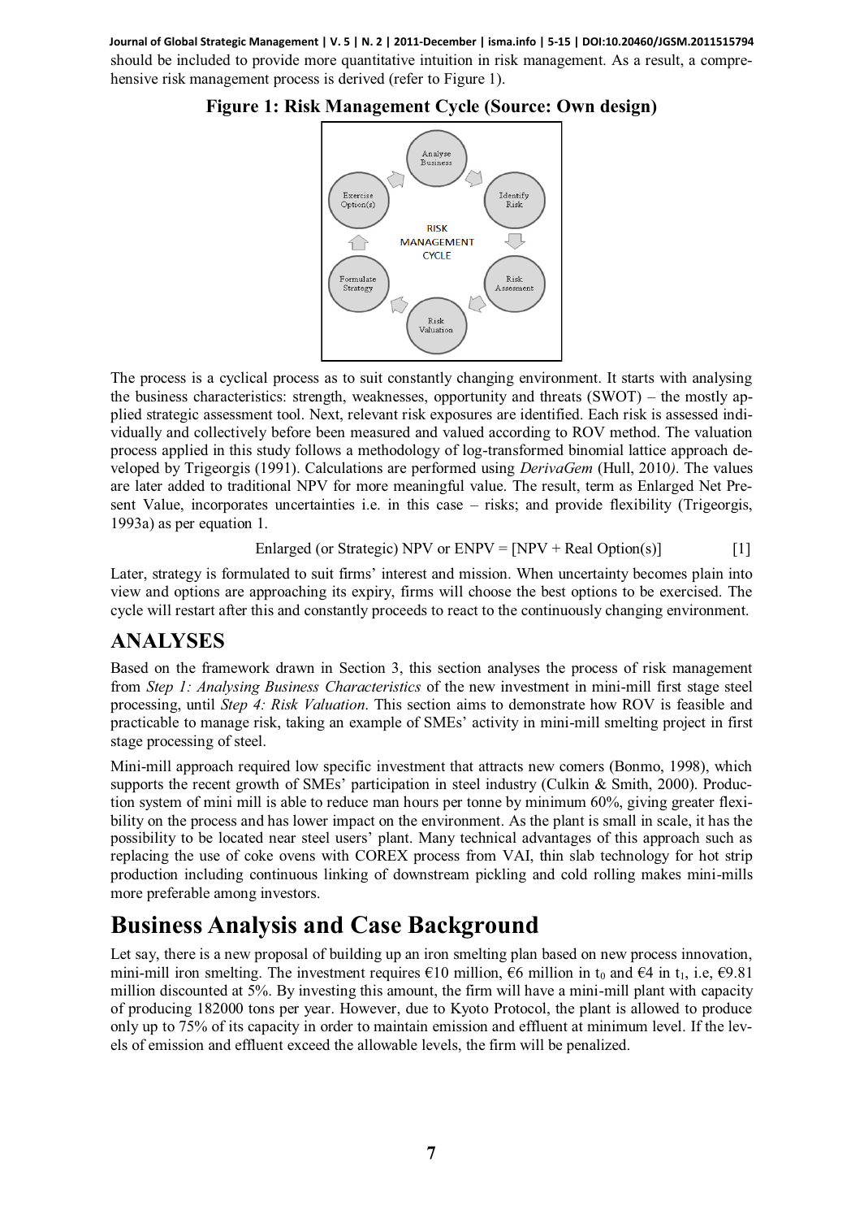should be included to provide more quantitative intuition in risk management. As a result, a comprehensive risk management process is derived (refer to Figure 1).

**Figure 1: Risk Management Cycle (Source: Own design)**

The process is a cyclical process as to suit constantly changing environment. It starts with analysing the business characteristics: strength, weaknesses, opportunity and threats (SWOT) – the mostly applied strategic assessment tool. Next, relevant risk exposures are identified. Each risk is assessed individually and collectively before been measured and valued according to ROV method. The valuation process applied in this study follows a methodology of log-transformed binomial lattice approach developed by Trigeorgis (1991). Calculations are performed using *DerivaGem* (Hull, 2010*)*. The values are later added to traditional NPV for more meaningful value. The result, term as Enlarged Net Present Value, incorporates uncertainties i.e. in this case – risks; and provide flexibility (Trigeorgis, 1993a) as per equation 1.

$$\text{Enlarged (or Strategic) NPV or ENPV} = [\text{NPV} + \text{Real Option(s)}] \qquad [1]$$

Later, strategy is formulated to suit firms' interest and mission. When uncertainty becomes plain into view and options are approaching its expiry, firms will choose the best options to be exercised. The cycle will restart after this and constantly proceeds to react to the continuously changing environment.

# ANALYSES

Based on the framework drawn in Section 3, this section analyses the process of risk management from *Step 1: Analysing Business Characteristics* of the new investment in mini-mill first stage steel processing, until *Step 4: Risk Valuation*. This section aims to demonstrate how ROV is feasible and practicable to manage risk, taking an example of SMEs' activity in mini-mill smelting project in first stage processing of steel.

Mini-mill approach required low specific investment that attracts new comers (Bonmo, 1998), which supports the recent growth of SMEs' participation in steel industry (Culkin & Smith, 2000). Production system of mini mill is able to reduce man hours per tonne by minimum 60%, giving greater flexibility on the process and has lower impact on the environment. As the plant is small in scale, it has the possibility to be located near steel users' plant. Many technical advantages of this approach such as replacing the use of coke ovens with COREX process from VAI, thin slab technology for hot strip production including continuous linking of downstream pickling and cold rolling makes mini-mills more preferable among investors.

## Business Analysis and Case Background

Let say, there is a new proposal of building up an iron smelting plan based on new process innovation, mini-mill iron smelting. The investment requires €10 million, €6 million in $t_0$ and €4 in $t_1$, i.e, €9.81 million discounted at 5%. By investing this amount, the firm will have a mini-mill plant with capacity of producing 182000 tons per year. However, due to Kyoto Protocol, the plant is allowed to produce only up to 75% of its capacity in order to maintain emission and effluent at minimum level. If the levels of emission and effluent exceed the allowable levels, the firm will be penalized.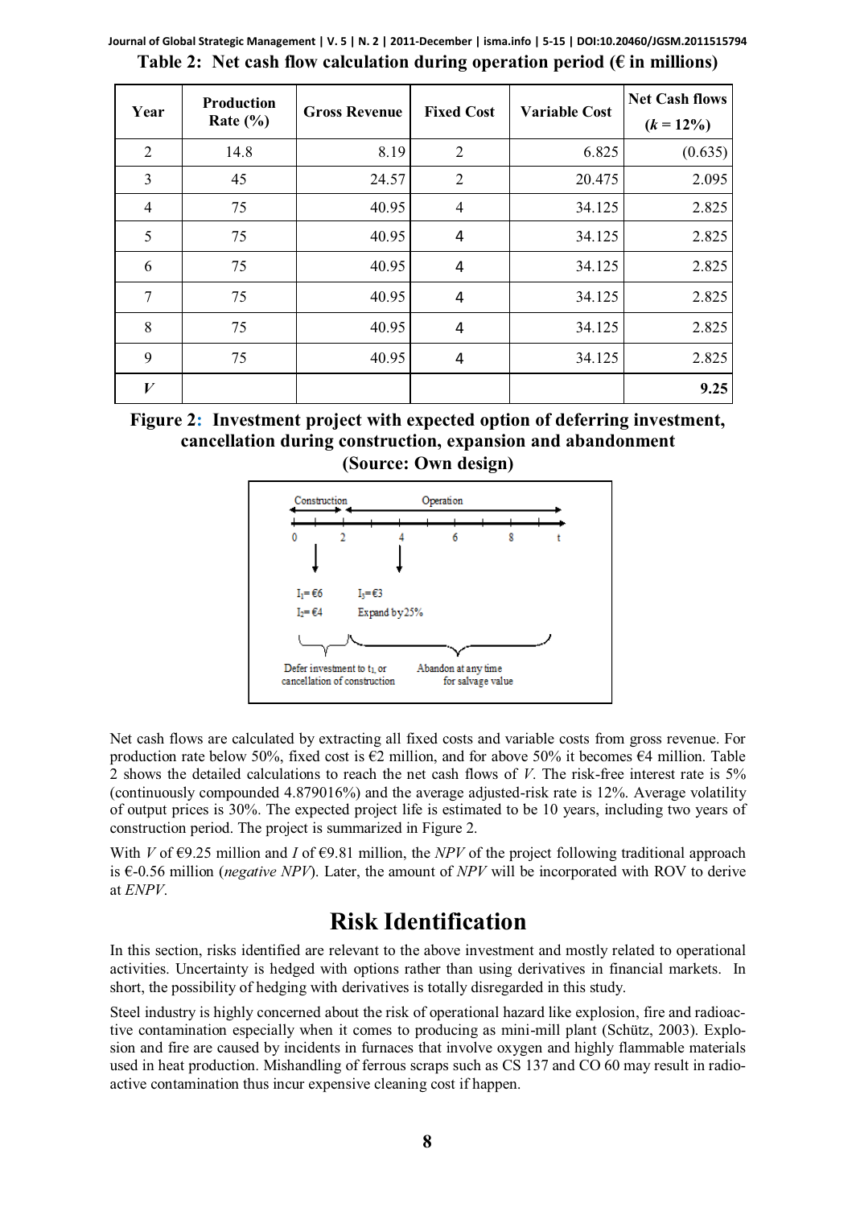**Table 2: Net cash flow calculation during operation period (€ in millions)**

| Year | Production Rate (%) | Gross Revenue | Fixed Cost | Variable Cost | Net Cash flows ($k$ = 12%) |
|---|---|---|---|---|---|
| 2 | 14.8 | 8.19 | 2 | 6.825 | (0.635) |
| 3 | 45 | 24.57 | 2 | 20.475 | 2.095 |
| 4 | 75 | 40.95 | 4 | 34.125 | 2.825 |
| 5 | 75 | 40.95 | 4 | 34.125 | 2.825 |
| 6 | 75 | 40.95 | 4 | 34.125 | 2.825 |
| 7 | 75 | 40.95 | 4 | 34.125 | 2.825 |
| 8 | 75 | 40.95 | 4 | 34.125 | 2.825 |
| 9 | 75 | 40.95 | 4 | 34.125 | 2.825 |
| $V$ | | | | | **9.25** |

**Figure 2: Investment project with expected option of deferring investment, cancellation during construction, expansion and abandonment (Source: Own design)**

Construction — Operation

0 — 2 — 4 — 6 — 8 — t

$I_1$= €6, $I_2$= €4 — $I_3$=€3, Expand by 25%

Defer investment to $t_1$ or cancellation of construction — Abandon at any time for salvage value

Net cash flows are calculated by extracting all fixed costs and variable costs from gross revenue. For production rate below 50%, fixed cost is €2 million, and for above 50% it becomes €4 million. Table 2 shows the detailed calculations to reach the net cash flows of $V$. The risk-free interest rate is 5% (continuously compounded 4.879016%) and the average adjusted-risk rate is 12%. Average volatility of output prices is 30%. The expected project life is estimated to be 10 years, including two years of construction period. The project is summarized in Figure 2.

With $V$ of €9.25 million and $I$ of €9.81 million, the $NPV$ of the project following traditional approach is €-0.56 million (*negative NPV*). Later, the amount of $NPV$ will be incorporated with ROV to derive at $ENPV$.

# Risk Identification

In this section, risks identified are relevant to the above investment and mostly related to operational activities. Uncertainty is hedged with options rather than using derivatives in financial markets. In short, the possibility of hedging with derivatives is totally disregarded in this study.

Steel industry is highly concerned about the risk of operational hazard like explosion, fire and radioactive contamination especially when it comes to producing as mini-mill plant (Schütz, 2003). Explosion and fire are caused by incidents in furnaces that involve oxygen and highly flammable materials used in heat production. Mishandling of ferrous scraps such as CS 137 and CO 60 may result in radioactive contamination thus incur expensive cleaning cost if happen.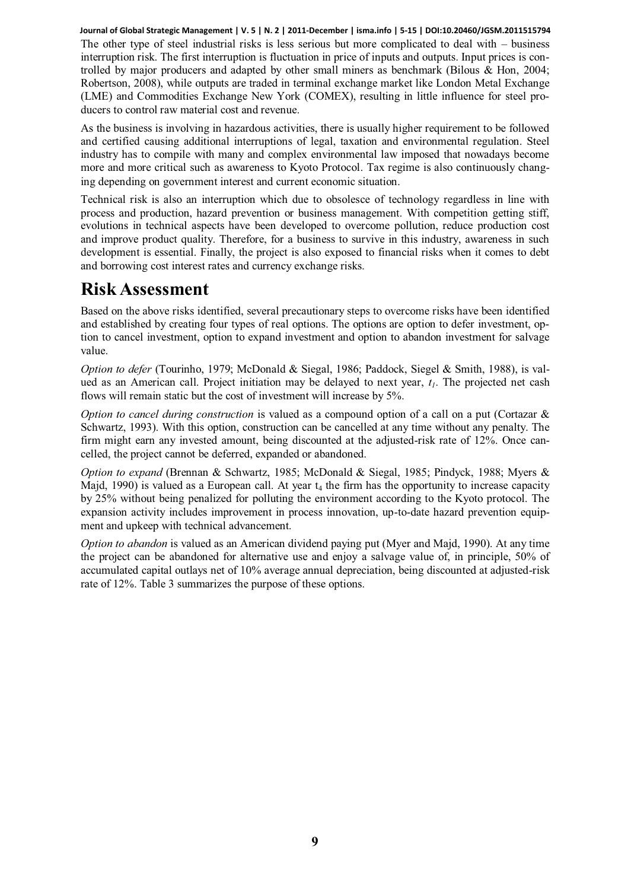The other type of steel industrial risks is less serious but more complicated to deal with – business interruption risk. The first interruption is fluctuation in price of inputs and outputs. Input prices is controlled by major producers and adapted by other small miners as benchmark (Bilous & Hon, 2004; Robertson, 2008), while outputs are traded in terminal exchange market like London Metal Exchange (LME) and Commodities Exchange New York (COMEX), resulting in little influence for steel producers to control raw material cost and revenue.

As the business is involving in hazardous activities, there is usually higher requirement to be followed and certified causing additional interruptions of legal, taxation and environmental regulation. Steel industry has to compile with many and complex environmental law imposed that nowadays become more and more critical such as awareness to Kyoto Protocol. Tax regime is also continuously changing depending on government interest and current economic situation.

Technical risk is also an interruption which due to obsolesce of technology regardless in line with process and production, hazard prevention or business management. With competition getting stiff, evolutions in technical aspects have been developed to overcome pollution, reduce production cost and improve product quality. Therefore, for a business to survive in this industry, awareness in such development is essential. Finally, the project is also exposed to financial risks when it comes to debt and borrowing cost interest rates and currency exchange risks.

# Risk Assessment

Based on the above risks identified, several precautionary steps to overcome risks have been identified and established by creating four types of real options. The options are option to defer investment, option to cancel investment, option to expand investment and option to abandon investment for salvage value.

*Option to defer* (Tourinho, 1979; McDonald & Siegal, 1986; Paddock, Siegel & Smith, 1988), is valued as an American call. Project initiation may be delayed to next year, $t_1$. The projected net cash flows will remain static but the cost of investment will increase by 5%.

*Option to cancel during construction* is valued as a compound option of a call on a put (Cortazar & Schwartz, 1993). With this option, construction can be cancelled at any time without any penalty. The firm might earn any invested amount, being discounted at the adjusted-risk rate of 12%. Once cancelled, the project cannot be deferred, expanded or abandoned.

*Option to expand* (Brennan & Schwartz, 1985; McDonald & Siegal, 1985; Pindyck, 1988; Myers & Majd, 1990) is valued as a European call. At year $t_4$ the firm has the opportunity to increase capacity by 25% without being penalized for polluting the environment according to the Kyoto protocol. The expansion activity includes improvement in process innovation, up-to-date hazard prevention equipment and upkeep with technical advancement.

*Option to abandon* is valued as an American dividend paying put (Myer and Majd, 1990). At any time the project can be abandoned for alternative use and enjoy a salvage value of, in principle, 50% of accumulated capital outlays net of 10% average annual depreciation, being discounted at adjusted-risk rate of 12%. Table 3 summarizes the purpose of these options.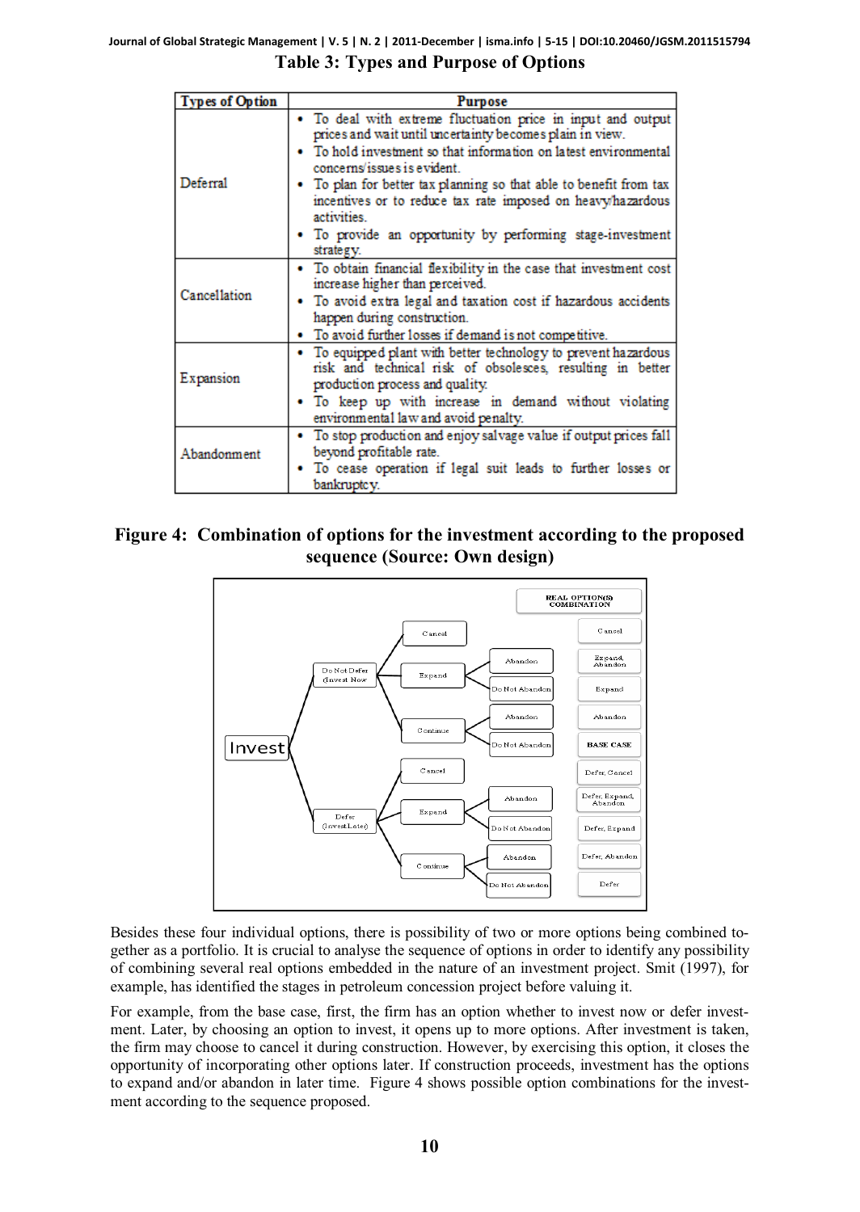Table 3: Types and Purpose of Options

| Types of Option | Purpose |
|---|---|
| Deferral | • To deal with extreme fluctuation price in input and output prices and wait until uncertainty becomes plain in view. • To hold investment so that information on latest environmental concerns/issues is evident. • To plan for better tax planning so that able to benefit from tax incentives or to reduce tax rate imposed on heavy/hazardous activities. • To provide an opportunity by performing stage-investment strategy. |
| Cancellation | • To obtain financial flexibility in the case that investment cost increase higher than perceived. • To avoid extra legal and taxation cost if hazardous accidents happen during construction. • To avoid further losses if demand is not competitive. |
| Expansion | • To equipped plant with better technology to prevent hazardous risk and technical risk of obsolesces, resulting in better production process and quality. • To keep up with increase in demand without violating environmental law and avoid penalty. |
| Abandonment | • To stop production and enjoy salvage value if output prices fall beyond profitable rate. • To cease operation if legal suit leads to further losses or bankruptcy. |

**Figure 4: Combination of options for the investment according to the proposed sequence (Source: Own design)**

Besides these four individual options, there is possibility of two or more options being combined together as a portfolio. It is crucial to analyse the sequence of options in order to identify any possibility of combining several real options embedded in the nature of an investment project. Smit (1997), for example, has identified the stages in petroleum concession project before valuing it.

For example, from the base case, first, the firm has an option whether to invest now or defer investment. Later, by choosing an option to invest, it opens up to more options. After investment is taken, the firm may choose to cancel it during construction. However, by exercising this option, it closes the opportunity of incorporating other options later. If construction proceeds, investment has the options to expand and/or abandon in later time. Figure 4 shows possible option combinations for the investment according to the sequence proposed.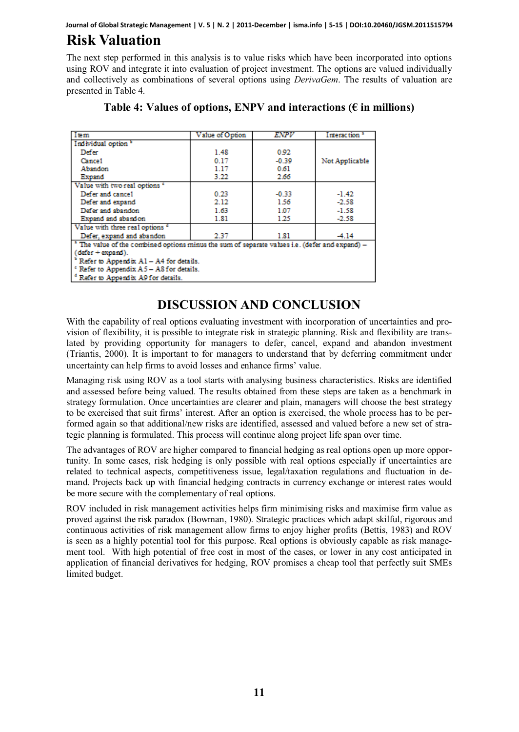## Risk Valuation

The next step performed in this analysis is to value risks which have been incorporated into options using ROV and integrate it into evaluation of project investment. The options are valued individually and collectively as combinations of several options using *DerivaGem*. The results of valuation are presented in Table 4.

**Table 4: Values of options, ENPV and interactions (€ in millions)**

| Item | Value of Option | *ENPV* | Interaction [a] |
|---|---|---|---|
| Individual option [b] | | | |
| Defer | 1.48 | 0.92 | Not Applicable |
| Cancel | 0.17 | -0.39 | |
| Abandon | 1.17 | 0.61 | |
| Expand | 3.22 | 2.66 | |
| Value with two real options [c] | | | |
| Defer and cancel | 0.23 | -0.33 | -1.42 |
| Defer and expand | 2.12 | 1.56 | -2.58 |
| Defer and abandon | 1.63 | 1.07 | -1.58 |
| Expand and abandon | 1.81 | 1.25 | -2.58 |
| Value with three real options [d] | | | |
| Defer, expand and abandon | 2.37 | 1.81 | -4.14 |

[a] The value of the combined options minus the sum of separate values i.e. (defer and expand) – (defer + expand).
[b] Refer to Appendix A1 – A4 for details.
[c] Refer to Appendix A5 – A8 for details.
[d] Refer to Appendix A9 for details.

# DISCUSSION AND CONCLUSION

With the capability of real options evaluating investment with incorporation of uncertainties and provision of flexibility, it is possible to integrate risk in strategic planning. Risk and flexibility are translated by providing opportunity for managers to defer, cancel, expand and abandon investment (Triantis, 2000). It is important to for managers to understand that by deferring commitment under uncertainty can help firms to avoid losses and enhance firms' value.

Managing risk using ROV as a tool starts with analysing business characteristics. Risks are identified and assessed before being valued. The results obtained from these steps are taken as a benchmark in strategy formulation. Once uncertainties are clearer and plain, managers will choose the best strategy to be exercised that suit firms' interest. After an option is exercised, the whole process has to be performed again so that additional/new risks are identified, assessed and valued before a new set of strategic planning is formulated. This process will continue along project life span over time.

The advantages of ROV are higher compared to financial hedging as real options open up more opportunity. In some cases, risk hedging is only possible with real options especially if uncertainties are related to technical aspects, competitiveness issue, legal/taxation regulations and fluctuation in demand. Projects back up with financial hedging contracts in currency exchange or interest rates would be more secure with the complementary of real options.

ROV included in risk management activities helps firm minimising risks and maximise firm value as proved against the risk paradox (Bowman, 1980). Strategic practices which adapt skilful, rigorous and continuous activities of risk management allow firms to enjoy higher profits (Bettis, 1983) and ROV is seen as a highly potential tool for this purpose. Real options is obviously capable as risk management tool. With high potential of free cost in most of the cases, or lower in any cost anticipated in application of financial derivatives for hedging, ROV promises a cheap tool that perfectly suit SMEs limited budget.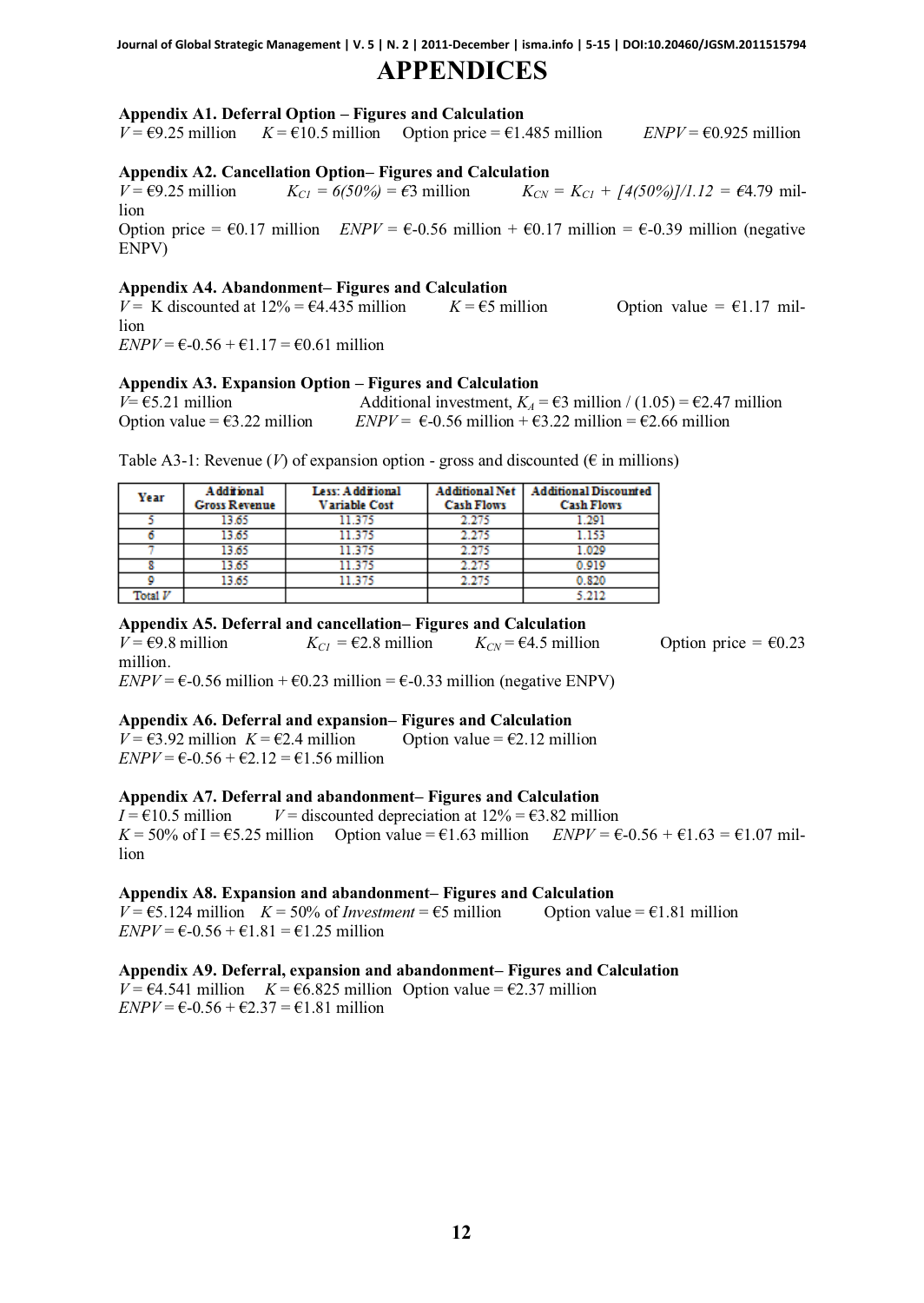# APPENDICES

### Appendix A1. Deferral Option – Figures and Calculation

$V$ = €9.25 million   $K$ = €10.5 million   Option price = €1.485 million   $ENPV$ = €0.925 million

### Appendix A2. Cancellation Option– Figures and Calculation

$V$ = €9.25 million   $K_{CI} = 6(50\%)$ = €3 million   $K_{CN} = K_{CI} + [4(50\%)]/1.12$ = €4.79 million

Option price = €0.17 million   $ENPV$ = €-0.56 million + €0.17 million = €-0.39 million (negative ENPV)

### Appendix A4. Abandonment– Figures and Calculation

$V$ = K discounted at 12% = €4.435 million   $K$ = €5 million   Option value = €1.17 million

$ENPV$ = €-0.56 + €1.17 = €0.61 million

### Appendix A3. Expansion Option – Figures and Calculation

$V$= €5.21 million   Additional investment, $K_A$ = €3 million / (1.05) = €2.47 million

Option value = €3.22 million   $ENPV$ = €-0.56 million + €3.22 million = €2.66 million

Table A3-1: Revenue ($V$) of expansion option - gross and discounted (€ in millions)

| Year | Additional Gross Revenue | Less: Additional Variable Cost | Additional Net Cash Flows | Additional Discounted Cash Flows |
|---|---|---|---|---|
| 5 | 13.65 | 11.375 | 2.275 | 1.291 |
| 6 | 13.65 | 11.375 | 2.275 | 1.153 |
| 7 | 13.65 | 11.375 | 2.275 | 1.029 |
| 8 | 13.65 | 11.375 | 2.275 | 0.919 |
| 9 | 13.65 | 11.375 | 2.275 | 0.820 |
| Total $V$ | | | | 5.212 |

### Appendix A5. Deferral and cancellation– Figures and Calculation

$V$ = €9.8 million   $K_{CI}$ = €2.8 million   $K_{CN}$ = €4.5 million   Option price = €0.23 million.

$ENPV$ = €-0.56 million + €0.23 million = €-0.33 million (negative ENPV)

### Appendix A6. Deferral and expansion– Figures and Calculation

$V$ = €3.92 million $K$ = €2.4 million   Option value = €2.12 million

$ENPV$ = €-0.56 + €2.12 = €1.56 million

### Appendix A7. Deferral and abandonment– Figures and Calculation

$I$ = €10.5 million   $V$ = discounted depreciation at 12% = €3.82 million

$K$ = 50% of I = €5.25 million   Option value = €1.63 million   $ENPV$ = €-0.56 + €1.63 = €1.07 million

### Appendix A8. Expansion and abandonment– Figures and Calculation

$V$ = €5.124 million   $K$ = 50% of *Investment* = €5 million   Option value = €1.81 million

$ENPV$ = €-0.56 + €1.81 = €1.25 million

### Appendix A9. Deferral, expansion and abandonment– Figures and Calculation

$V$ = €4.541 million   $K$ = €6.825 million   Option value = €2.37 million

$ENPV$ = €-0.56 + €2.37 = €1.81 million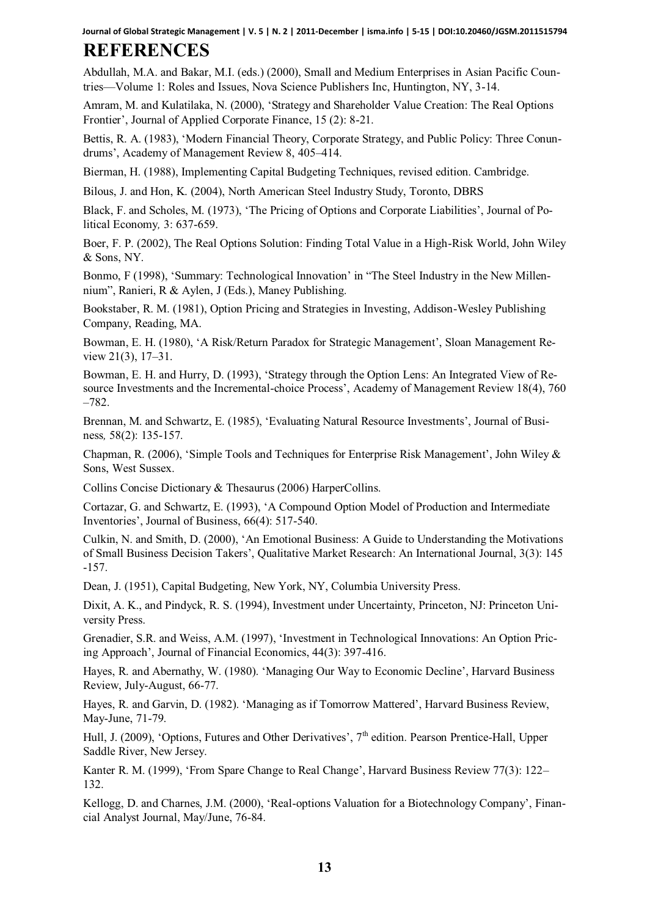# REFERENCES

Abdullah, M.A. and Bakar, M.I. (eds.) (2000), Small and Medium Enterprises in Asian Pacific Countries—Volume 1: Roles and Issues, Nova Science Publishers Inc, Huntington, NY, 3-14.

Amram, M. and Kulatilaka, N. (2000), 'Strategy and Shareholder Value Creation: The Real Options Frontier', Journal of Applied Corporate Finance, 15 (2): 8-21.

Bettis, R. A. (1983), 'Modern Financial Theory, Corporate Strategy, and Public Policy: Three Conundrums', Academy of Management Review 8, 405–414.

Bierman, H. (1988), Implementing Capital Budgeting Techniques, revised edition. Cambridge.

Bilous, J. and Hon, K. (2004), North American Steel Industry Study, Toronto, DBRS

Black, F. and Scholes, M. (1973), 'The Pricing of Options and Corporate Liabilities', Journal of Political Economy*,* 3: 637-659.

Boer, F. P. (2002), The Real Options Solution: Finding Total Value in a High-Risk World, John Wiley & Sons, NY.

Bonmo, F (1998), 'Summary: Technological Innovation' in "The Steel Industry in the New Millennium", Ranieri, R & Aylen, J (Eds.), Maney Publishing.

Bookstaber, R. M. (1981), Option Pricing and Strategies in Investing, Addison-Wesley Publishing Company, Reading, MA.

Bowman, E. H. (1980), 'A Risk/Return Paradox for Strategic Management', Sloan Management Review 21(3), 17–31.

Bowman, E. H. and Hurry, D. (1993), 'Strategy through the Option Lens: An Integrated View of Resource Investments and the Incremental-choice Process', Academy of Management Review 18(4), 760–782.

Brennan, M. and Schwartz, E. (1985), 'Evaluating Natural Resource Investments', Journal of Business*,* 58(2): 135-157.

Chapman, R. (2006), 'Simple Tools and Techniques for Enterprise Risk Management', John Wiley & Sons, West Sussex.

Collins Concise Dictionary & Thesaurus (2006) HarperCollins.

Cortazar, G. and Schwartz, E. (1993), 'A Compound Option Model of Production and Intermediate Inventories', Journal of Business, 66(4): 517-540.

Culkin, N. and Smith, D. (2000), 'An Emotional Business: A Guide to Understanding the Motivations of Small Business Decision Takers', Qualitative Market Research: An International Journal, 3(3): 145-157.

Dean, J. (1951), Capital Budgeting, New York, NY, Columbia University Press.

Dixit, A. K., and Pindyck, R. S. (1994), Investment under Uncertainty, Princeton, NJ: Princeton University Press.

Grenadier, S.R. and Weiss, A.M. (1997), 'Investment in Technological Innovations: An Option Pricing Approach', Journal of Financial Economics, 44(3): 397-416.

Hayes, R. and Abernathy, W. (1980). 'Managing Our Way to Economic Decline', Harvard Business Review, July-August, 66-77.

Hayes, R. and Garvin, D. (1982). 'Managing as if Tomorrow Mattered', Harvard Business Review, May-June, 71-79.

Hull, J. (2009), 'Options, Futures and Other Derivatives', 7th edition. Pearson Prentice-Hall, Upper Saddle River, New Jersey.

Kanter R. M. (1999), 'From Spare Change to Real Change', Harvard Business Review 77(3): 122–132.

Kellogg, D. and Charnes, J.M. (2000), 'Real-options Valuation for a Biotechnology Company', Financial Analyst Journal, May/June, 76-84.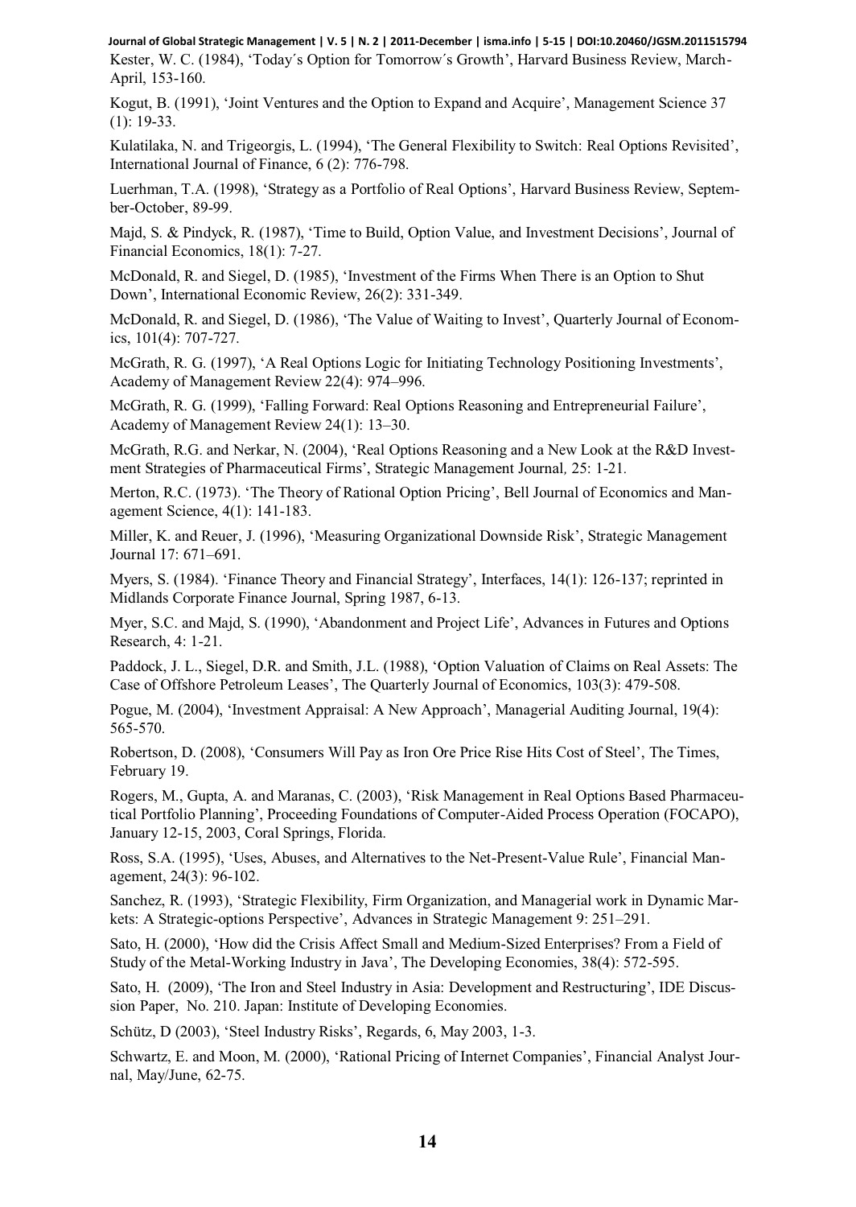Kester, W. C. (1984), 'Today´s Option for Tomorrow's Growth', Harvard Business Review, March-April, 153-160.

Kogut, B. (1991), 'Joint Ventures and the Option to Expand and Acquire', Management Science 37 (1): 19-33.

Kulatilaka, N. and Trigeorgis, L. (1994), 'The General Flexibility to Switch: Real Options Revisited', International Journal of Finance, 6 (2): 776-798.

Luerhman, T.A. (1998), 'Strategy as a Portfolio of Real Options', Harvard Business Review, September-October, 89-99.

Majd, S. & Pindyck, R. (1987), 'Time to Build, Option Value, and Investment Decisions', Journal of Financial Economics, 18(1): 7-27.

McDonald, R. and Siegel, D. (1985), 'Investment of the Firms When There is an Option to Shut Down', International Economic Review, 26(2): 331-349.

McDonald, R. and Siegel, D. (1986), 'The Value of Waiting to Invest', Quarterly Journal of Economics, 101(4): 707-727.

McGrath, R. G. (1997), 'A Real Options Logic for Initiating Technology Positioning Investments', Academy of Management Review 22(4): 974–996.

McGrath, R. G. (1999), 'Falling Forward: Real Options Reasoning and Entrepreneurial Failure', Academy of Management Review 24(1): 13–30.

McGrath, R.G. and Nerkar, N. (2004), 'Real Options Reasoning and a New Look at the R&D Investment Strategies of Pharmaceutical Firms', Strategic Management Journal, 25: 1-21.

Merton, R.C. (1973). 'The Theory of Rational Option Pricing', Bell Journal of Economics and Management Science, 4(1): 141-183.

Miller, K. and Reuer, J. (1996), 'Measuring Organizational Downside Risk', Strategic Management Journal 17: 671–691.

Myers, S. (1984). 'Finance Theory and Financial Strategy', Interfaces, 14(1): 126-137; reprinted in Midlands Corporate Finance Journal, Spring 1987, 6-13.

Myer, S.C. and Majd, S. (1990), 'Abandonment and Project Life', Advances in Futures and Options Research, 4: 1-21.

Paddock, J. L., Siegel, D.R. and Smith, J.L. (1988), 'Option Valuation of Claims on Real Assets: The Case of Offshore Petroleum Leases', The Quarterly Journal of Economics, 103(3): 479-508.

Pogue, M. (2004), 'Investment Appraisal: A New Approach', Managerial Auditing Journal, 19(4): 565-570.

Robertson, D. (2008), 'Consumers Will Pay as Iron Ore Price Rise Hits Cost of Steel', The Times, February 19.

Rogers, M., Gupta, A. and Maranas, C. (2003), 'Risk Management in Real Options Based Pharmaceutical Portfolio Planning', Proceeding Foundations of Computer-Aided Process Operation (FOCAPO), January 12-15, 2003, Coral Springs, Florida.

Ross, S.A. (1995), 'Uses, Abuses, and Alternatives to the Net-Present-Value Rule', Financial Management, 24(3): 96-102.

Sanchez, R. (1993), 'Strategic Flexibility, Firm Organization, and Managerial work in Dynamic Markets: A Strategic-options Perspective', Advances in Strategic Management 9: 251–291.

Sato, H. (2000), 'How did the Crisis Affect Small and Medium-Sized Enterprises? From a Field of Study of the Metal-Working Industry in Java', The Developing Economies, 38(4): 572-595.

Sato, H. (2009), 'The Iron and Steel Industry in Asia: Development and Restructuring', IDE Discussion Paper, No. 210. Japan: Institute of Developing Economies.

Schütz, D (2003), 'Steel Industry Risks', Regards, 6, May 2003, 1-3.

Schwartz, E. and Moon, M. (2000), 'Rational Pricing of Internet Companies', Financial Analyst Journal, May/June, 62-75.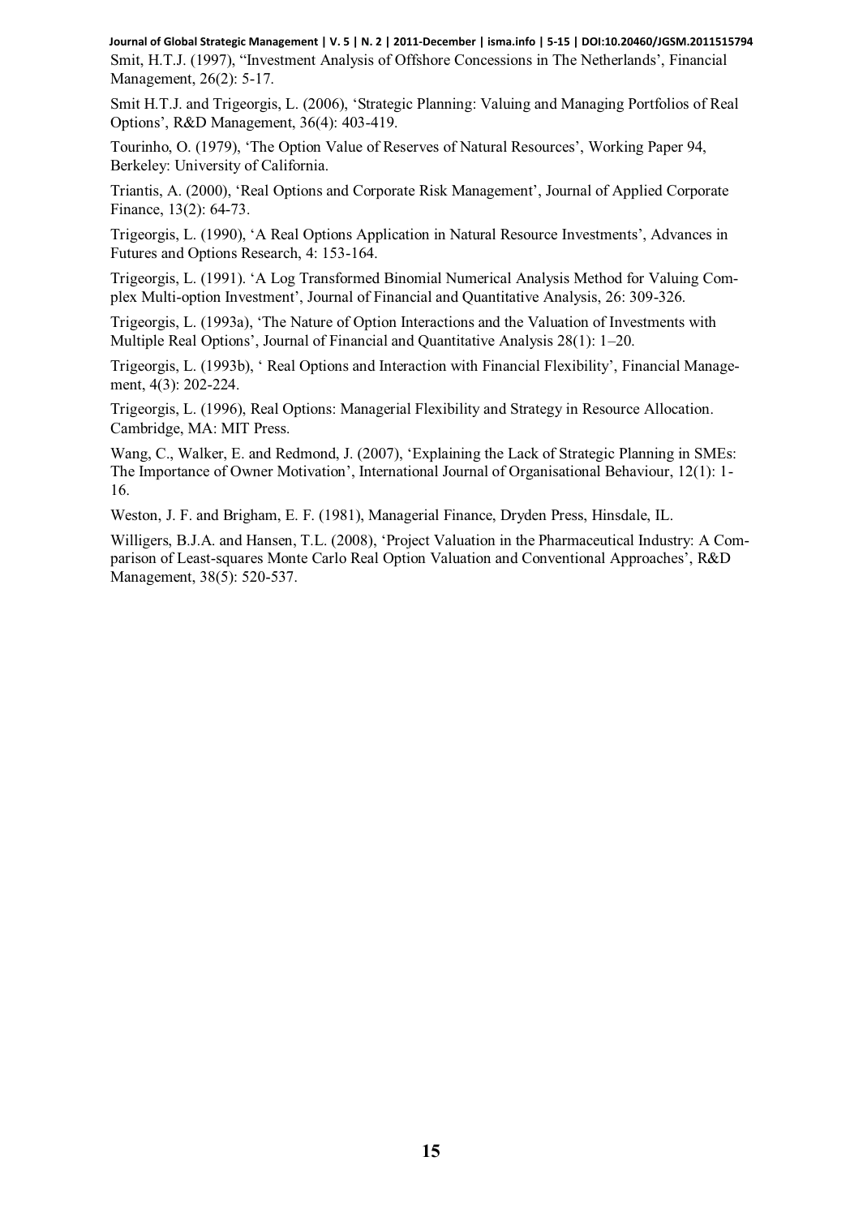Smit, H.T.J. (1997), “Investment Analysis of Offshore Concessions in The Netherlands’, Financial Management, 26(2): 5-17.

Smit H.T.J. and Trigeorgis, L. (2006), ‘Strategic Planning: Valuing and Managing Portfolios of Real Options’, R&D Management, 36(4): 403-419.

Tourinho, O. (1979), ‘The Option Value of Reserves of Natural Resources’, Working Paper 94, Berkeley: University of California.

Triantis, A. (2000), ‘Real Options and Corporate Risk Management’, Journal of Applied Corporate Finance, 13(2): 64-73.

Trigeorgis, L. (1990), ‘A Real Options Application in Natural Resource Investments’, Advances in Futures and Options Research, 4: 153-164.

Trigeorgis, L. (1991). ‘A Log Transformed Binomial Numerical Analysis Method for Valuing Complex Multi-option Investment’, Journal of Financial and Quantitative Analysis, 26: 309-326.

Trigeorgis, L. (1993a), ‘The Nature of Option Interactions and the Valuation of Investments with Multiple Real Options’, Journal of Financial and Quantitative Analysis 28(1): 1–20.

Trigeorgis, L. (1993b), ‘ Real Options and Interaction with Financial Flexibility’, Financial Management, 4(3): 202-224.

Trigeorgis, L. (1996), Real Options: Managerial Flexibility and Strategy in Resource Allocation. Cambridge, MA: MIT Press.

Wang, C., Walker, E. and Redmond, J. (2007), ‘Explaining the Lack of Strategic Planning in SMEs: The Importance of Owner Motivation’, International Journal of Organisational Behaviour, 12(1): 1-16.

Weston, J. F. and Brigham, E. F. (1981), Managerial Finance, Dryden Press, Hinsdale, IL.

Willigers, B.J.A. and Hansen, T.L. (2008), ‘Project Valuation in the Pharmaceutical Industry: A Comparison of Least-squares Monte Carlo Real Option Valuation and Conventional Approaches’, R&D Management, 38(5): 520-537.